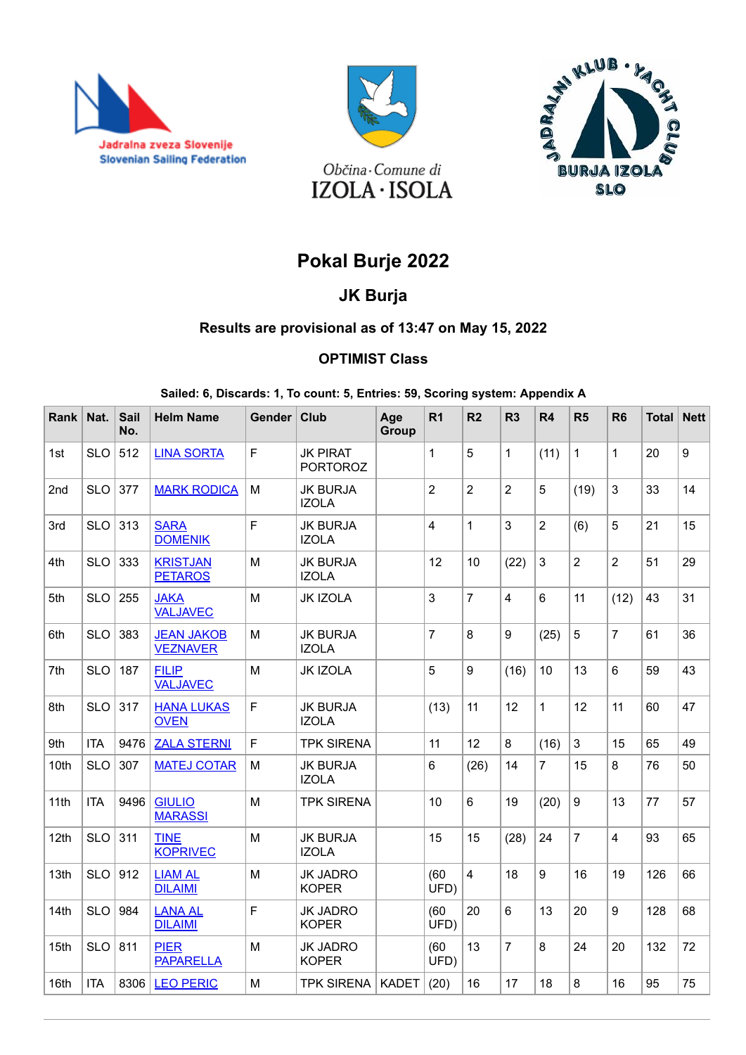Jadralna zveza Slovenije
Slovenian Sailing Federation

Občina · Comune di
IZOLA · ISOLA

JADRALNI KLUB · YACHT CLUB
BURJA IZOLA
SLO

# Pokal Burje 2022

## JK Burja

### Results are provisional as of 13:47 on May 15, 2022

### OPTIMIST Class

**Sailed: 6, Discards: 1, To count: 5, Entries: 59, Scoring system: Appendix A**

| Rank | Nat. | Sail No. | Helm Name | Gender | Club | Age Group | R1 | R2 | R3 | R4 | R5 | R6 | Total | Nett |
|---|---|---|---|---|---|---|---|---|---|---|---|---|---|---|
| 1st | SLO | 512 | LINA SORTA | F | JK PIRAT PORTOROZ | | 1 | 5 | 1 | (11) | 1 | 1 | 20 | 9 |
| 2nd | SLO | 377 | MARK RODICA | M | JK BURJA IZOLA | | 2 | 2 | 2 | 5 | (19) | 3 | 33 | 14 |
| 3rd | SLO | 313 | SARA DOMENIK | F | JK BURJA IZOLA | | 4 | 1 | 3 | 2 | (6) | 5 | 21 | 15 |
| 4th | SLO | 333 | KRISTJAN PETAROS | M | JK BURJA IZOLA | | 12 | 10 | (22) | 3 | 2 | 2 | 51 | 29 |
| 5th | SLO | 255 | JAKA VALJAVEC | M | JK IZOLA | | 3 | 7 | 4 | 6 | 11 | (12) | 43 | 31 |
| 6th | SLO | 383 | JEAN JAKOB VEZNAVER | M | JK BURJA IZOLA | | 7 | 8 | 9 | (25) | 5 | 7 | 61 | 36 |
| 7th | SLO | 187 | FILIP VALJAVEC | M | JK IZOLA | | 5 | 9 | (16) | 10 | 13 | 6 | 59 | 43 |
| 8th | SLO | 317 | HANA LUKAS OVEN | F | JK BURJA IZOLA | | (13) | 11 | 12 | 1 | 12 | 11 | 60 | 47 |
| 9th | ITA | 9476 | ZALA STERNI | F | TPK SIRENA | | 11 | 12 | 8 | (16) | 3 | 15 | 65 | 49 |
| 10th | SLO | 307 | MATEJ COTAR | M | JK BURJA IZOLA | | 6 | (26) | 14 | 7 | 15 | 8 | 76 | 50 |
| 11th | ITA | 9496 | GIULIO MARASSI | M | TPK SIRENA | | 10 | 6 | 19 | (20) | 9 | 13 | 77 | 57 |
| 12th | SLO | 311 | TINE KOPRIVEC | M | JK BURJA IZOLA | | 15 | 15 | (28) | 24 | 7 | 4 | 93 | 65 |
| 13th | SLO | 912 | LIAM AL DILAIMI | M | JK JADRO KOPER | | (60 UFD) | 4 | 18 | 9 | 16 | 19 | 126 | 66 |
| 14th | SLO | 984 | LANA AL DILAIMI | F | JK JADRO KOPER | | (60 UFD) | 20 | 6 | 13 | 20 | 9 | 128 | 68 |
| 15th | SLO | 811 | PIER PAPARELLA | M | JK JADRO KOPER | | (60 UFD) | 13 | 7 | 8 | 24 | 20 | 132 | 72 |
| 16th | ITA | 8306 | LEO PERIC | M | TPK SIRENA | KADET | (20) | 16 | 17 | 18 | 8 | 16 | 95 | 75 |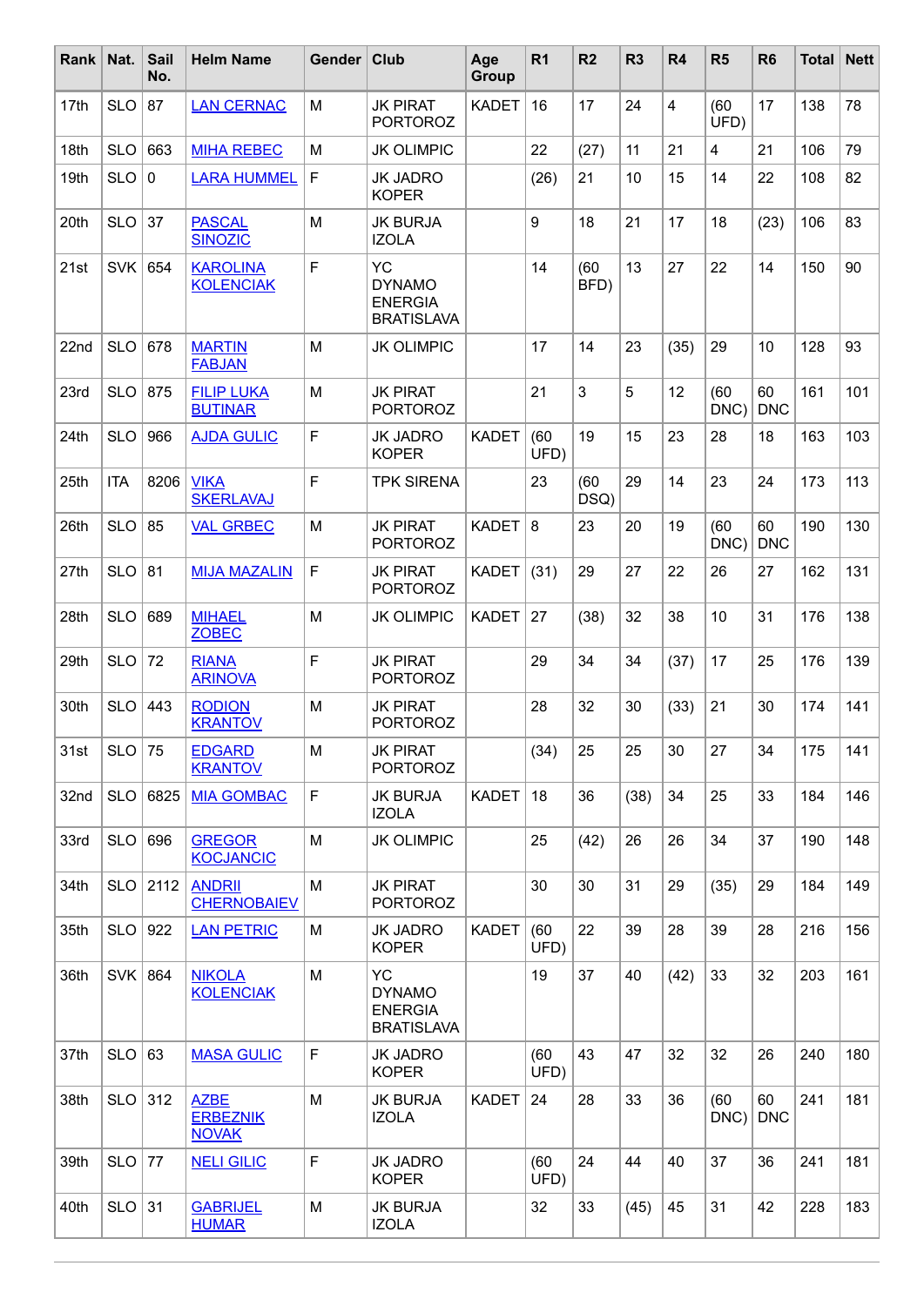| Rank | Nat. | Sail No. | Helm Name | Gender | Club | Age Group | R1 | R2 | R3 | R4 | R5 | R6 | Total | Nett |
|---|---|---|---|---|---|---|---|---|---|---|---|---|---|---|
| 17th | SLO | 87 | LAN CERNAC | M | JK PIRAT PORTOROZ | KADET | 16 | 17 | 24 | 4 | (60 UFD) | 17 | 138 | 78 |
| 18th | SLO | 663 | MIHA REBEC | M | JK OLIMPIC | | 22 | (27) | 11 | 21 | 4 | 21 | 106 | 79 |
| 19th | SLO | 0 | LARA HUMMEL | F | JK JADRO KOPER | | (26) | 21 | 10 | 15 | 14 | 22 | 108 | 82 |
| 20th | SLO | 37 | PASCAL SINOZIC | M | JK BURJA IZOLA | | 9 | 18 | 21 | 17 | 18 | (23) | 106 | 83 |
| 21st | SVK | 654 | KAROLINA KOLENCIAK | F | YC DYNAMO ENERGIA BRATISLAVA | | 14 | (60 BFD) | 13 | 27 | 22 | 14 | 150 | 90 |
| 22nd | SLO | 678 | MARTIN FABJAN | M | JK OLIMPIC | | 17 | 14 | 23 | (35) | 29 | 10 | 128 | 93 |
| 23rd | SLO | 875 | FILIP LUKA BUTINAR | M | JK PIRAT PORTOROZ | | 21 | 3 | 5 | 12 | (60 DNC) | 60 DNC | 161 | 101 |
| 24th | SLO | 966 | AJDA GULIC | F | JK JADRO KOPER | KADET | (60 UFD) | 19 | 15 | 23 | 28 | 18 | 163 | 103 |
| 25th | ITA | 8206 | VIKA SKERLAVAJ | F | TPK SIRENA | | 23 | (60 DSQ) | 29 | 14 | 23 | 24 | 173 | 113 |
| 26th | SLO | 85 | VAL GRBEC | M | JK PIRAT PORTOROZ | KADET | 8 | 23 | 20 | 19 | (60 DNC) | 60 DNC | 190 | 130 |
| 27th | SLO | 81 | MIJA MAZALIN | F | JK PIRAT PORTOROZ | KADET | (31) | 29 | 27 | 22 | 26 | 27 | 162 | 131 |
| 28th | SLO | 689 | MIHAEL ZOBEC | M | JK OLIMPIC | KADET | 27 | (38) | 32 | 38 | 10 | 31 | 176 | 138 |
| 29th | SLO | 72 | RIANA ARINOVA | F | JK PIRAT PORTOROZ | | 29 | 34 | 34 | (37) | 17 | 25 | 176 | 139 |
| 30th | SLO | 443 | RODION KRANTOV | M | JK PIRAT PORTOROZ | | 28 | 32 | 30 | (33) | 21 | 30 | 174 | 141 |
| 31st | SLO | 75 | EDGARD KRANTOV | M | JK PIRAT PORTOROZ | | (34) | 25 | 25 | 30 | 27 | 34 | 175 | 141 |
| 32nd | SLO | 6825 | MIA GOMBAC | F | JK BURJA IZOLA | KADET | 18 | 36 | (38) | 34 | 25 | 33 | 184 | 146 |
| 33rd | SLO | 696 | GREGOR KOCJANCIC | M | JK OLIMPIC | | 25 | (42) | 26 | 26 | 34 | 37 | 190 | 148 |
| 34th | SLO | 2112 | ANDRII CHERNOBAIEV | M | JK PIRAT PORTOROZ | | 30 | 30 | 31 | 29 | (35) | 29 | 184 | 149 |
| 35th | SLO | 922 | LAN PETRIC | M | JK JADRO KOPER | KADET | (60 UFD) | 22 | 39 | 28 | 39 | 28 | 216 | 156 |
| 36th | SVK | 864 | NIKOLA KOLENCIAK | M | YC DYNAMO ENERGIA BRATISLAVA | | 19 | 37 | 40 | (42) | 33 | 32 | 203 | 161 |
| 37th | SLO | 63 | MASA GULIC | F | JK JADRO KOPER | | (60 UFD) | 43 | 47 | 32 | 32 | 26 | 240 | 180 |
| 38th | SLO | 312 | AZBE ERBEZNIK NOVAK | M | JK BURJA IZOLA | KADET | 24 | 28 | 33 | 36 | (60 DNC) | 60 DNC | 241 | 181 |
| 39th | SLO | 77 | NELI GILIC | F | JK JADRO KOPER | | (60 UFD) | 24 | 44 | 40 | 37 | 36 | 241 | 181 |
| 40th | SLO | 31 | GABRIJEL HUMAR | M | JK BURJA IZOLA | | 32 | 33 | (45) | 45 | 31 | 42 | 228 | 183 |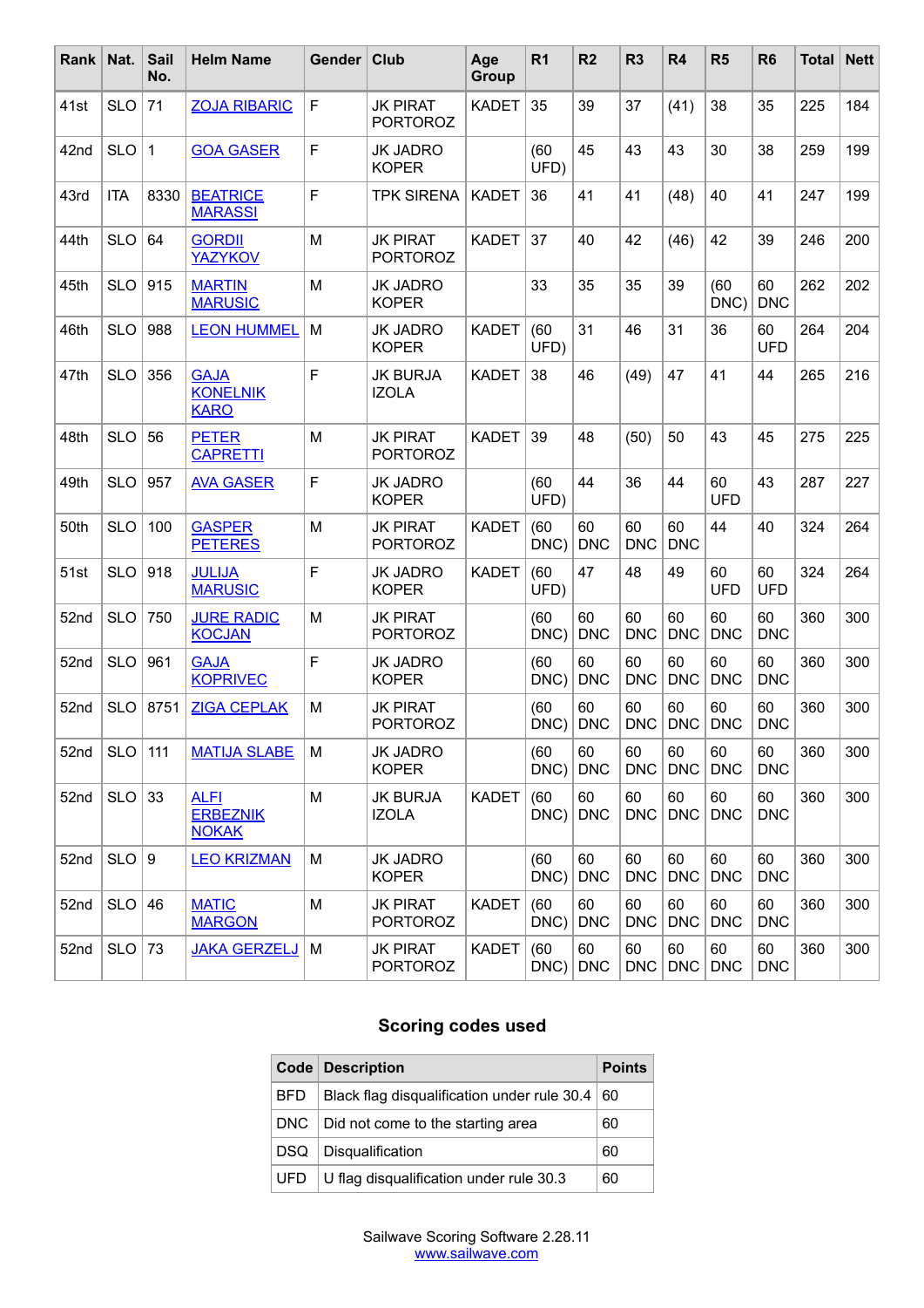| Rank | Nat. | Sail No. | Helm Name | Gender | Club | Age Group | R1 | R2 | R3 | R4 | R5 | R6 | Total | Nett |
|---|---|---|---|---|---|---|---|---|---|---|---|---|---|---|
| 41st | SLO | 71 | ZOJA RIBARIC | F | JK PIRAT PORTOROZ | KADET | 35 | 39 | 37 | (41) | 38 | 35 | 225 | 184 |
| 42nd | SLO | 1 | GOA GASER | F | JK JADRO KOPER | | (60 UFD) | 45 | 43 | 43 | 30 | 38 | 259 | 199 |
| 43rd | ITA | 8330 | BEATRICE MARASSI | F | TPK SIRENA | KADET | 36 | 41 | 41 | (48) | 40 | 41 | 247 | 199 |
| 44th | SLO | 64 | GORDII YAZYKOV | M | JK PIRAT PORTOROZ | KADET | 37 | 40 | 42 | (46) | 42 | 39 | 246 | 200 |
| 45th | SLO | 915 | MARTIN MARUSIC | M | JK JADRO KOPER | | 33 | 35 | 35 | 39 | (60 DNC) | 60 DNC | 262 | 202 |
| 46th | SLO | 988 | LEON HUMMEL | M | JK JADRO KOPER | KADET | (60 UFD) | 31 | 46 | 31 | 36 | 60 UFD | 264 | 204 |
| 47th | SLO | 356 | GAJA KONELNIK KARO | F | JK BURJA IZOLA | KADET | 38 | 46 | (49) | 47 | 41 | 44 | 265 | 216 |
| 48th | SLO | 56 | PETER CAPRETTI | M | JK PIRAT PORTOROZ | KADET | 39 | 48 | (50) | 50 | 43 | 45 | 275 | 225 |
| 49th | SLO | 957 | AVA GASER | F | JK JADRO KOPER | | (60 UFD) | 44 | 36 | 44 | 60 UFD | 43 | 287 | 227 |
| 50th | SLO | 100 | GASPER PETERES | M | JK PIRAT PORTOROZ | KADET | (60 DNC) | 60 DNC | 60 DNC | 60 DNC | 44 | 40 | 324 | 264 |
| 51st | SLO | 918 | JULIJA MARUSIC | F | JK JADRO KOPER | KADET | (60 UFD) | 47 | 48 | 49 | 60 UFD | 60 UFD | 324 | 264 |
| 52nd | SLO | 750 | JURE RADIC KOCJAN | M | JK PIRAT PORTOROZ | | (60 DNC) | 60 DNC | 60 DNC | 60 DNC | 60 DNC | 60 DNC | 360 | 300 |
| 52nd | SLO | 961 | GAJA KOPRIVEC | F | JK JADRO KOPER | | (60 DNC) | 60 DNC | 60 DNC | 60 DNC | 60 DNC | 60 DNC | 360 | 300 |
| 52nd | SLO | 8751 | ZIGA CEPLAK | M | JK PIRAT PORTOROZ | | (60 DNC) | 60 DNC | 60 DNC | 60 DNC | 60 DNC | 60 DNC | 360 | 300 |
| 52nd | SLO | 111 | MATIJA SLABE | M | JK JADRO KOPER | | (60 DNC) | 60 DNC | 60 DNC | 60 DNC | 60 DNC | 60 DNC | 360 | 300 |
| 52nd | SLO | 33 | ALFI ERBEZNIK NOKAK | M | JK BURJA IZOLA | KADET | (60 DNC) | 60 DNC | 60 DNC | 60 DNC | 60 DNC | 60 DNC | 360 | 300 |
| 52nd | SLO | 9 | LEO KRIZMAN | M | JK JADRO KOPER | | (60 DNC) | 60 DNC | 60 DNC | 60 DNC | 60 DNC | 60 DNC | 360 | 300 |
| 52nd | SLO | 46 | MATIC MARGON | M | JK PIRAT PORTOROZ | KADET | (60 DNC) | 60 DNC | 60 DNC | 60 DNC | 60 DNC | 60 DNC | 360 | 300 |
| 52nd | SLO | 73 | JAKA GERZELJ | M | JK PIRAT PORTOROZ | KADET | (60 DNC) | 60 DNC | 60 DNC | 60 DNC | 60 DNC | 60 DNC | 360 | 300 |

### Scoring codes used

| Code | Description | Points |
|---|---|---|
| BFD | Black flag disqualification under rule 30.4 | 60 |
| DNC | Did not come to the starting area | 60 |
| DSQ | Disqualification | 60 |
| UFD | U flag disqualification under rule 30.3 | 60 |

Sailwave Scoring Software 2.28.11
www.sailwave.com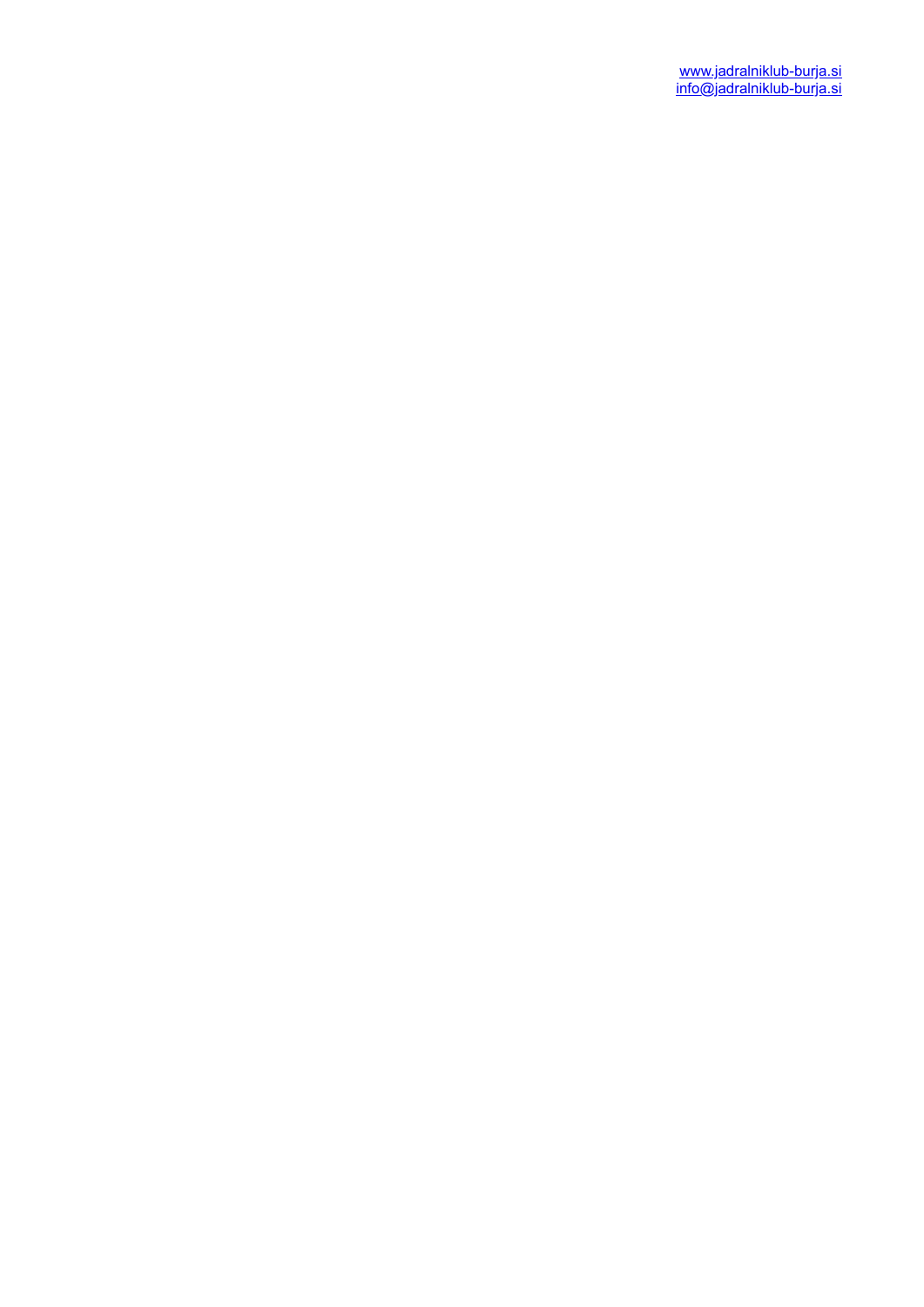www.jadralniklub-burja.si
info@jadralniklub-burja.si